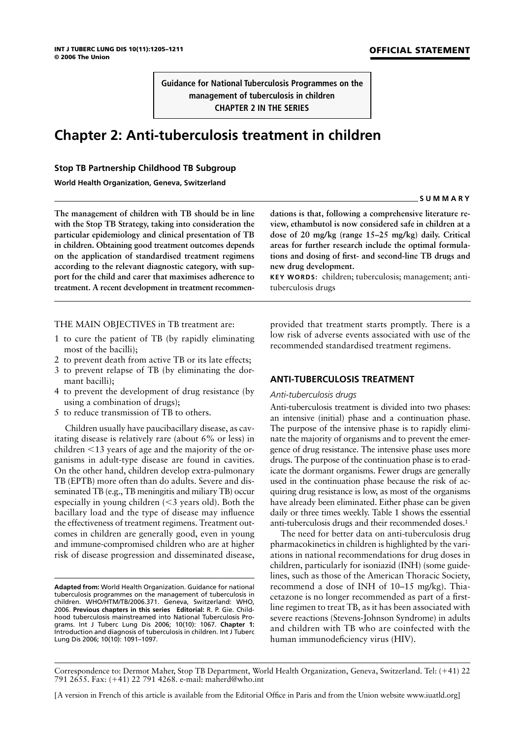OFFICIAL STATEMENT

**Guidance for National Tuberculosis Programmes on the management of tuberculosis in children**
**CHAPTER 2 IN THE SERIES**

# Chapter 2: Anti-tuberculosis treatment in children

**Stop TB Partnership Childhood TB Subgroup**

**World Health Organization, Geneva, Switzerland**

**SUMMARY**

**The management of children with TB should be in line with the Stop TB Strategy, taking into consideration the particular epidemiology and clinical presentation of TB in children. Obtaining good treatment outcomes depends on the application of standardised treatment regimens according to the relevant diagnostic category, with support for the child and carer that maximises adherence to treatment. A recent development in treatment recommendations is that, following a comprehensive literature review, ethambutol is now considered safe in children at a dose of 20 mg/kg (range 15–25 mg/kg) daily. Critical areas for further research include the optimal formulations and dosing of first- and second-line TB drugs and new drug development.**

**KEY WORDS:** children; tuberculosis; management; anti-tuberculosis drugs

THE MAIN OBJECTIVES in TB treatment are:

1 to cure the patient of TB (by rapidly eliminating most of the bacilli);
2 to prevent death from active TB or its late effects;
3 to prevent relapse of TB (by eliminating the dormant bacilli);
4 to prevent the development of drug resistance (by using a combination of drugs);
5 to reduce transmission of TB to others.

Children usually have paucibacillary disease, as cavitating disease is relatively rare (about 6% or less) in children <13 years of age and the majority of the organisms in adult-type disease are found in cavities. On the other hand, children develop extra-pulmonary TB (EPTB) more often than do adults. Severe and disseminated TB (e.g., TB meningitis and miliary TB) occur especially in young children (<3 years old). Both the bacillary load and the type of disease may influence the effectiveness of treatment regimens. Treatment outcomes in children are generally good, even in young and immune-compromised children who are at higher risk of disease progression and disseminated disease, provided that treatment starts promptly. There is a low risk of adverse events associated with use of the recommended standardised treatment regimens.

## ANTI-TUBERCULOSIS TREATMENT

### *Anti-tuberculosis drugs*

Anti-tuberculosis treatment is divided into two phases: an intensive (initial) phase and a continuation phase. The purpose of the intensive phase is to rapidly eliminate the majority of organisms and to prevent the emergence of drug resistance. The intensive phase uses more drugs. The purpose of the continuation phase is to eradicate the dormant organisms. Fewer drugs are generally used in the continuation phase because the risk of acquiring drug resistance is low, as most of the organisms have already been eliminated. Either phase can be given daily or three times weekly. Table 1 shows the essential anti-tuberculosis drugs and their recommended doses.[1]

The need for better data on anti-tuberculosis drug pharmacokinetics in children is highlighted by the variations in national recommendations for drug doses in children, particularly for isoniazid (INH) (some guidelines, such as those of the American Thoracic Society, recommend a dose of INH of 10–15 mg/kg). Thiacetazone is no longer recommended as part of a first-line regimen to treat TB, as it has been associated with severe reactions (Stevens-Johnson Syndrome) in adults and children with TB who are coinfected with the human immunodeficiency virus (HIV).

**Adapted from:** World Health Organization. Guidance for national tuberculosis programmes on the management of tuberculosis in children. WHO/HTM/TB/2006.371. Geneva, Switzerland: WHO, 2006. **Previous chapters in this series Editorial:** R. P. Gie. Childhood tuberculosis mainstreamed into National Tuberculosis Programs. Int J Tuberc Lung Dis 2006; 10(10): 1067. **Chapter 1:** Introduction and diagnosis of tuberculosis in children. Int J Tuberc Lung Dis 2006; 10(10): 1091–1097.

Correspondence to: Dermot Maher, Stop TB Department, World Health Organization, Geneva, Switzerland. Tel: (+41) 22 791 2655. Fax: (+41) 22 791 4268. e-mail: maherd@who.int

[A version in French of this article is available from the Editorial Office in Paris and from the Union website www.iuatld.org]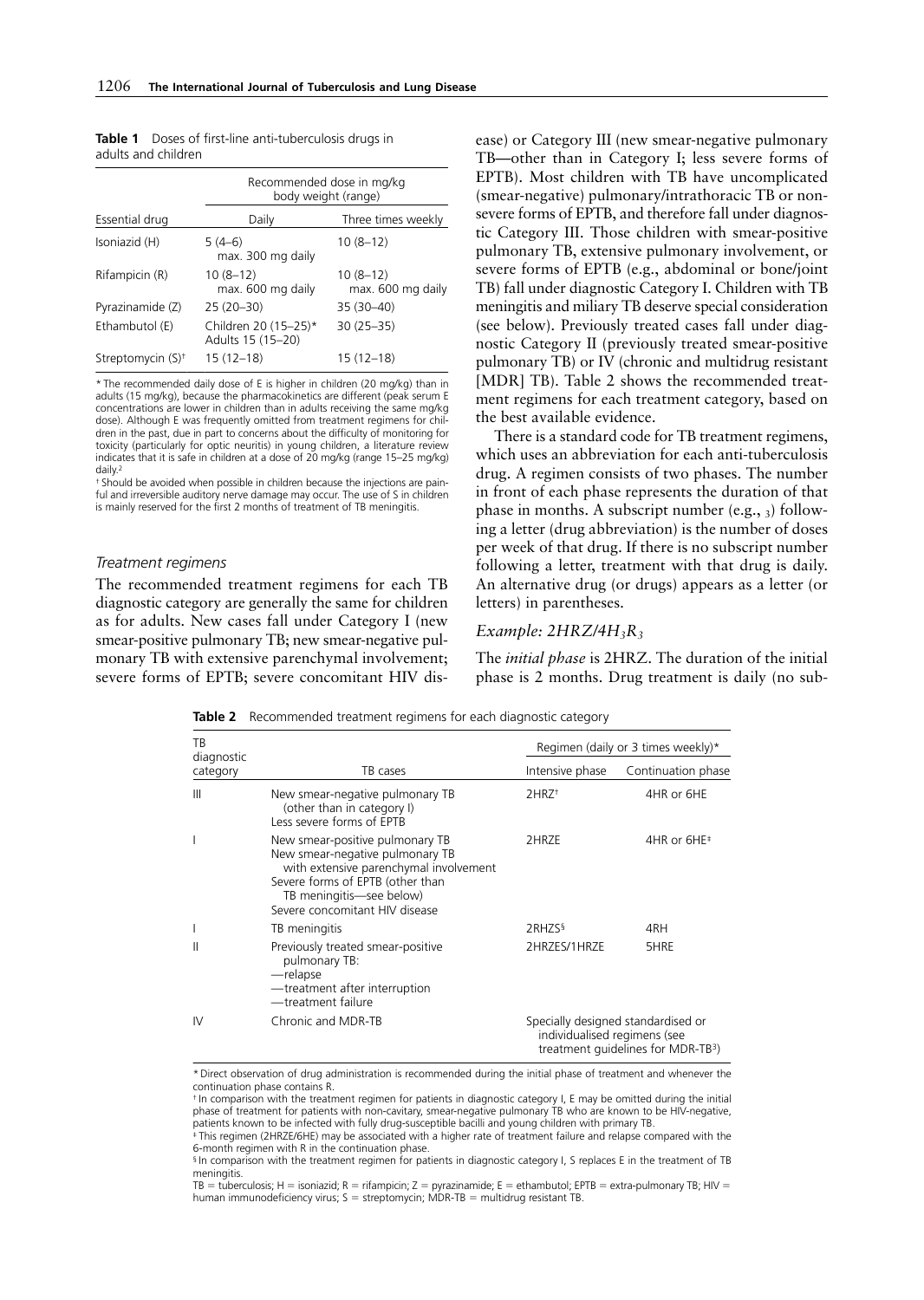**Table 1** Doses of first-line anti-tuberculosis drugs in adults and children

| | Recommended dose in mg/kg body weight (range) | |
|---|---|---|
| Essential drug | Daily | Three times weekly |
| Isoniazid (H) | 5 (4–6) max. 300 mg daily | 10 (8–12) |
| Rifampicin (R) | 10 (8–12) max. 600 mg daily | 10 (8–12) max. 600 mg daily |
| Pyrazinamide (Z) | 25 (20–30) | 35 (30–40) |
| Ethambutol (E) | Children 20 (15–25)* Adults 15 (15–20) | 30 (25–35) |
| Streptomycin (S)† | 15 (12–18) | 15 (12–18) |

\* The recommended daily dose of E is higher in children (20 mg/kg) than in adults (15 mg/kg), because the pharmacokinetics are different (peak serum E concentrations are lower in children than in adults receiving the same mg/kg dose). Although E was frequently omitted from treatment regimens for children in the past, due in part to concerns about the difficulty of monitoring for toxicity (particularly for optic neuritis) in young children, a literature review indicates that it is safe in children at a dose of 20 mg/kg (range 15–25 mg/kg) daily.[2]

† Should be avoided when possible in children because the injections are painful and irreversible auditory nerve damage may occur. The use of S in children is mainly reserved for the first 2 months of treatment of TB meningitis.

### *Treatment regimens*

The recommended treatment regimens for each TB diagnostic category are generally the same for children as for adults. New cases fall under Category I (new smear-positive pulmonary TB; new smear-negative pulmonary TB with extensive parenchymal involvement; severe forms of EPTB; severe concomitant HIV disease) or Category III (new smear-negative pulmonary TB—other than in Category I; less severe forms of EPTB). Most children with TB have uncomplicated (smear-negative) pulmonary/intrathoracic TB or non-severe forms of EPTB, and therefore fall under diagnostic Category III. Those children with smear-positive pulmonary TB, extensive pulmonary involvement, or severe forms of EPTB (e.g., abdominal or bone/joint TB) fall under diagnostic Category I. Children with TB meningitis and miliary TB deserve special consideration (see below). Previously treated cases fall under diagnostic Category II (previously treated smear-positive pulmonary TB) or IV (chronic and multidrug resistant [MDR] TB). Table 2 shows the recommended treatment regimens for each treatment category, based on the best available evidence.

There is a standard code for TB treatment regimens, which uses an abbreviation for each anti-tuberculosis drug. A regimen consists of two phases. The number in front of each phase represents the duration of that phase in months. A subscript number (e.g., $_3$) following a letter (drug abbreviation) is the number of doses per week of that drug. If there is no subscript number following a letter, treatment with that drug is daily. An alternative drug (or drugs) appears as a letter (or letters) in parentheses.

### *Example: 2HRZ/4$H_3R_3$*

The *initial phase* is 2HRZ. The duration of the initial phase is 2 months. Drug treatment is daily (no sub-

**Table 2** Recommended treatment regimens for each diagnostic category

| TB diagnostic category | TB cases | Regimen (daily or 3 times weekly)* | |
|---|---|---|---|
| | | Intensive phase | Continuation phase |
| III | New smear-negative pulmonary TB (other than in category I)<br>Less severe forms of EPTB | 2HRZ† | 4HR or 6HE |
| I | New smear-positive pulmonary TB<br>New smear-negative pulmonary TB with extensive parenchymal involvement<br>Severe forms of EPTB (other than TB meningitis—see below)<br>Severe concomitant HIV disease | 2HRZE | 4HR or 6HE‡ |
| I | TB meningitis | 2RHZS§ | 4RH |
| II | Previously treated smear-positive pulmonary TB:<br>—relapse<br>—treatment after interruption<br>—treatment failure | 2HRZES/1HRZE | 5HRE |
| IV | Chronic and MDR-TB | Specially designed standardised or individualised regimens (see treatment guidelines for MDR-TB[3]) | |

\* Direct observation of drug administration is recommended during the initial phase of treatment and whenever the continuation phase contains R.

† In comparison with the treatment regimen for patients in diagnostic category I, E may be omitted during the initial phase of treatment for patients with non-cavitary, smear-negative pulmonary TB who are known to be HIV-negative, patients known to be infected with fully drug-susceptible bacilli and young children with primary TB.

‡ This regimen (2HRZE/6HE) may be associated with a higher rate of treatment failure and relapse compared with the 6-month regimen with R in the continuation phase.

§ In comparison with the treatment regimen for patients in diagnostic category I, S replaces E in the treatment of TB meningitis.

TB = tuberculosis; H = isoniazid; R = rifampicin; Z = pyrazinamide; E = ethambutol; EPTB = extra-pulmonary TB; HIV = human immunodeficiency virus; S = streptomycin; MDR-TB = multidrug resistant TB.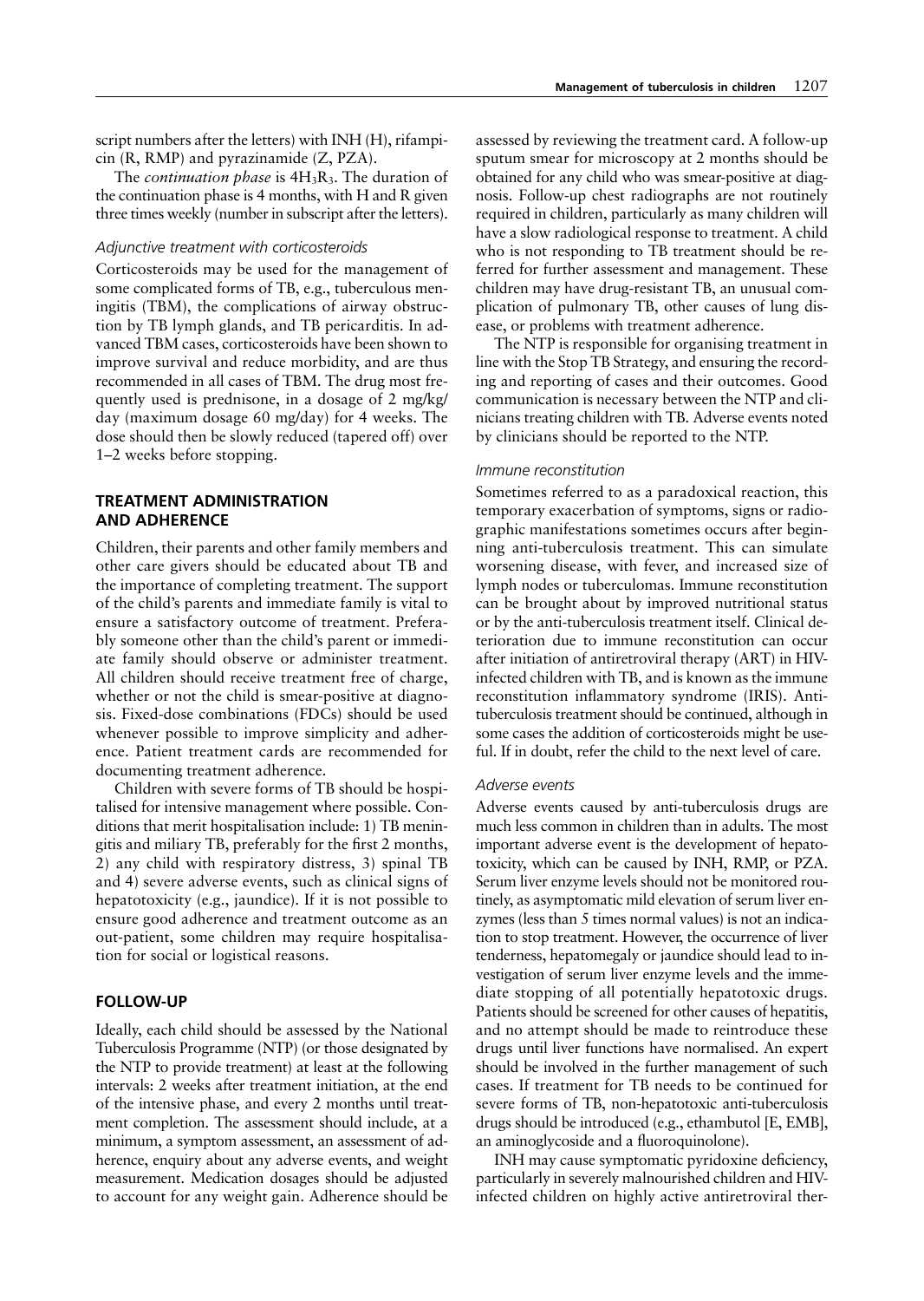script numbers after the letters) with INH (H), rifampicin (R, RMP) and pyrazinamide (Z, PZA).

The *continuation phase* is $4H_3R_3$. The duration of the continuation phase is 4 months, with H and R given three times weekly (number in subscript after the letters).

### *Adjunctive treatment with corticosteroids*

Corticosteroids may be used for the management of some complicated forms of TB, e.g., tuberculous meningitis (TBM), the complications of airway obstruction by TB lymph glands, and TB pericarditis. In advanced TBM cases, corticosteroids have been shown to improve survival and reduce morbidity, and are thus recommended in all cases of TBM. The drug most frequently used is prednisone, in a dosage of 2 mg/kg/day (maximum dosage 60 mg/day) for 4 weeks. The dose should then be slowly reduced (tapered off) over 1–2 weeks before stopping.

## TREATMENT ADMINISTRATION AND ADHERENCE

Children, their parents and other family members and other care givers should be educated about TB and the importance of completing treatment. The support of the child's parents and immediate family is vital to ensure a satisfactory outcome of treatment. Preferably someone other than the child's parent or immediate family should observe or administer treatment. All children should receive treatment free of charge, whether or not the child is smear-positive at diagnosis. Fixed-dose combinations (FDCs) should be used whenever possible to improve simplicity and adherence. Patient treatment cards are recommended for documenting treatment adherence.

Children with severe forms of TB should be hospitalised for intensive management where possible. Conditions that merit hospitalisation include: 1) TB meningitis and miliary TB, preferably for the first 2 months, 2) any child with respiratory distress, 3) spinal TB and 4) severe adverse events, such as clinical signs of hepatotoxicity (e.g., jaundice). If it is not possible to ensure good adherence and treatment outcome as an out-patient, some children may require hospitalisation for social or logistical reasons.

## FOLLOW-UP

Ideally, each child should be assessed by the National Tuberculosis Programme (NTP) (or those designated by the NTP to provide treatment) at least at the following intervals: 2 weeks after treatment initiation, at the end of the intensive phase, and every 2 months until treatment completion. The assessment should include, at a minimum, a symptom assessment, an assessment of adherence, enquiry about any adverse events, and weight measurement. Medication dosages should be adjusted to account for any weight gain. Adherence should be assessed by reviewing the treatment card. A follow-up sputum smear for microscopy at 2 months should be obtained for any child who was smear-positive at diagnosis. Follow-up chest radiographs are not routinely required in children, particularly as many children will have a slow radiological response to treatment. A child who is not responding to TB treatment should be referred for further assessment and management. These children may have drug-resistant TB, an unusual complication of pulmonary TB, other causes of lung disease, or problems with treatment adherence.

The NTP is responsible for organising treatment in line with the Stop TB Strategy, and ensuring the recording and reporting of cases and their outcomes. Good communication is necessary between the NTP and clinicians treating children with TB. Adverse events noted by clinicians should be reported to the NTP.

### *Immune reconstitution*

Sometimes referred to as a paradoxical reaction, this temporary exacerbation of symptoms, signs or radiographic manifestations sometimes occurs after beginning anti-tuberculosis treatment. This can simulate worsening disease, with fever, and increased size of lymph nodes or tuberculomas. Immune reconstitution can be brought about by improved nutritional status or by the anti-tuberculosis treatment itself. Clinical deterioration due to immune reconstitution can occur after initiation of antiretroviral therapy (ART) in HIV-infected children with TB, and is known as the immune reconstitution inflammatory syndrome (IRIS). Anti-tuberculosis treatment should be continued, although in some cases the addition of corticosteroids might be useful. If in doubt, refer the child to the next level of care.

### *Adverse events*

Adverse events caused by anti-tuberculosis drugs are much less common in children than in adults. The most important adverse event is the development of hepatotoxicity, which can be caused by INH, RMP, or PZA. Serum liver enzyme levels should not be monitored routinely, as asymptomatic mild elevation of serum liver enzymes (less than 5 times normal values) is not an indication to stop treatment. However, the occurrence of liver tenderness, hepatomegaly or jaundice should lead to investigation of serum liver enzyme levels and the immediate stopping of all potentially hepatotoxic drugs. Patients should be screened for other causes of hepatitis, and no attempt should be made to reintroduce these drugs until liver functions have normalised. An expert should be involved in the further management of such cases. If treatment for TB needs to be continued for severe forms of TB, non-hepatotoxic anti-tuberculosis drugs should be introduced (e.g., ethambutol [E, EMB], an aminoglycoside and a fluoroquinolone).

INH may cause symptomatic pyridoxine deficiency, particularly in severely malnourished children and HIV-infected children on highly active antiretroviral ther-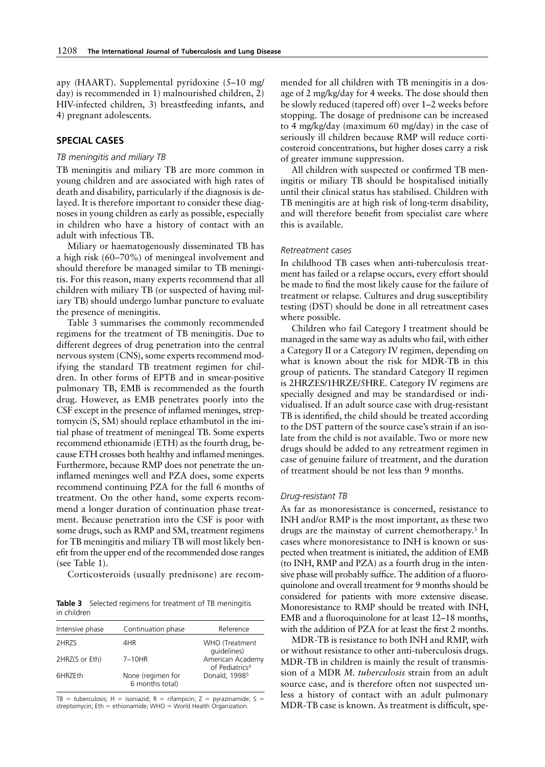apy (HAART). Supplemental pyridoxine (5–10 mg/day) is recommended in 1) malnourished children, 2) HIV-infected children, 3) breastfeeding infants, and 4) pregnant adolescents.

## SPECIAL CASES

### *TB meningitis and miliary TB*

TB meningitis and miliary TB are more common in young children and are associated with high rates of death and disability, particularly if the diagnosis is delayed. It is therefore important to consider these diagnoses in young children as early as possible, especially in children who have a history of contact with an adult with infectious TB.

Miliary or haematogenously disseminated TB has a high risk (60–70%) of meningeal involvement and should therefore be managed similar to TB meningitis. For this reason, many experts recommend that all children with miliary TB (or suspected of having miliary TB) should undergo lumbar puncture to evaluate the presence of meningitis.

Table 3 summarises the commonly recommended regimens for the treatment of TB meningitis. Due to different degrees of drug penetration into the central nervous system (CNS), some experts recommend modifying the standard TB treatment regimen for children. In other forms of EPTB and in smear-positive pulmonary TB, EMB is recommended as the fourth drug. However, as EMB penetrates poorly into the CSF except in the presence of inflamed meninges, streptomycin (S, SM) should replace ethambutol in the initial phase of treatment of meningeal TB. Some experts recommend ethionamide (ETH) as the fourth drug, because ETH crosses both healthy and inflamed meninges. Furthermore, because RMP does not penetrate the uninflamed meninges well and PZA does, some experts recommend continuing PZA for the full 6 months of treatment. On the other hand, some experts recommend a longer duration of continuation phase treatment. Because penetration into the CSF is poor with some drugs, such as RMP and SM, treatment regimens for TB meningitis and miliary TB will most likely benefit from the upper end of the recommended dose ranges (see Table 1).

Corticosteroids (usually prednisone) are recommended for all children with TB meningitis in a dosage of 2 mg/kg/day for 4 weeks. The dose should then be slowly reduced (tapered off) over 1–2 weeks before stopping. The dosage of prednisone can be increased to 4 mg/kg/day (maximum 60 mg/day) in the case of seriously ill children because RMP will reduce corticosteroid concentrations, but higher doses carry a risk of greater immune suppression.

All children with suspected or confirmed TB meningitis or miliary TB should be hospitalised initially until their clinical status has stabilised. Children with TB meningitis are at high risk of long-term disability, and will therefore benefit from specialist care where this is available.

**Table 3** Selected regimens for treatment of TB meningitis in children

| Intensive phase | Continuation phase | Reference |
|---|---|---|
| 2HRZS | 4HR | WHO (Treatment guidelines) |
| 2HRZ(S or Eth) | 7–10HR | American Academy of Pediatrics[4] |
| 6HRZEth | None (regimen for 6 months total) | Donald, 1998[5] |

TB = tuberculosis; H = isoniazid; R = rifampicin; Z = pyrazinamide; S = streptomycin; Eth = ethionamide; WHO = World Health Organization.

### *Retreatment cases*

In childhood TB cases when anti-tuberculosis treatment has failed or a relapse occurs, every effort should be made to find the most likely cause for the failure of treatment or relapse. Cultures and drug susceptibility testing (DST) should be done in all retreatment cases where possible.

Children who fail Category I treatment should be managed in the same way as adults who fail, with either a Category II or a Category IV regimen, depending on what is known about the risk for MDR-TB in this group of patients. The standard Category II regimen is 2HRZES/1HRZE/5HRE. Category IV regimens are specially designed and may be standardised or individualised. If an adult source case with drug-resistant TB is identified, the child should be treated according to the DST pattern of the source case's strain if an isolate from the child is not available. Two or more new drugs should be added to any retreatment regimen in case of genuine failure of treatment, and the duration of treatment should be not less than 9 months.

### *Drug-resistant TB*

As far as monoresistance is concerned, resistance to INH and/or RMP is the most important, as these two drugs are the mainstay of current chemotherapy.[3] In cases where monoresistance to INH is known or suspected when treatment is initiated, the addition of EMB (to INH, RMP and PZA) as a fourth drug in the intensive phase will probably suffice. The addition of a fluoroquinolone and overall treatment for 9 months should be considered for patients with more extensive disease. Monoresistance to RMP should be treated with INH, EMB and a fluoroquinolone for at least 12–18 months, with the addition of PZA for at least the first 2 months.

MDR-TB is resistance to both INH and RMP, with or without resistance to other anti-tuberculosis drugs. MDR-TB in children is mainly the result of transmission of a MDR *M. tuberculosis* strain from an adult source case, and is therefore often not suspected unless a history of contact with an adult pulmonary MDR-TB case is known. As treatment is difficult, spe-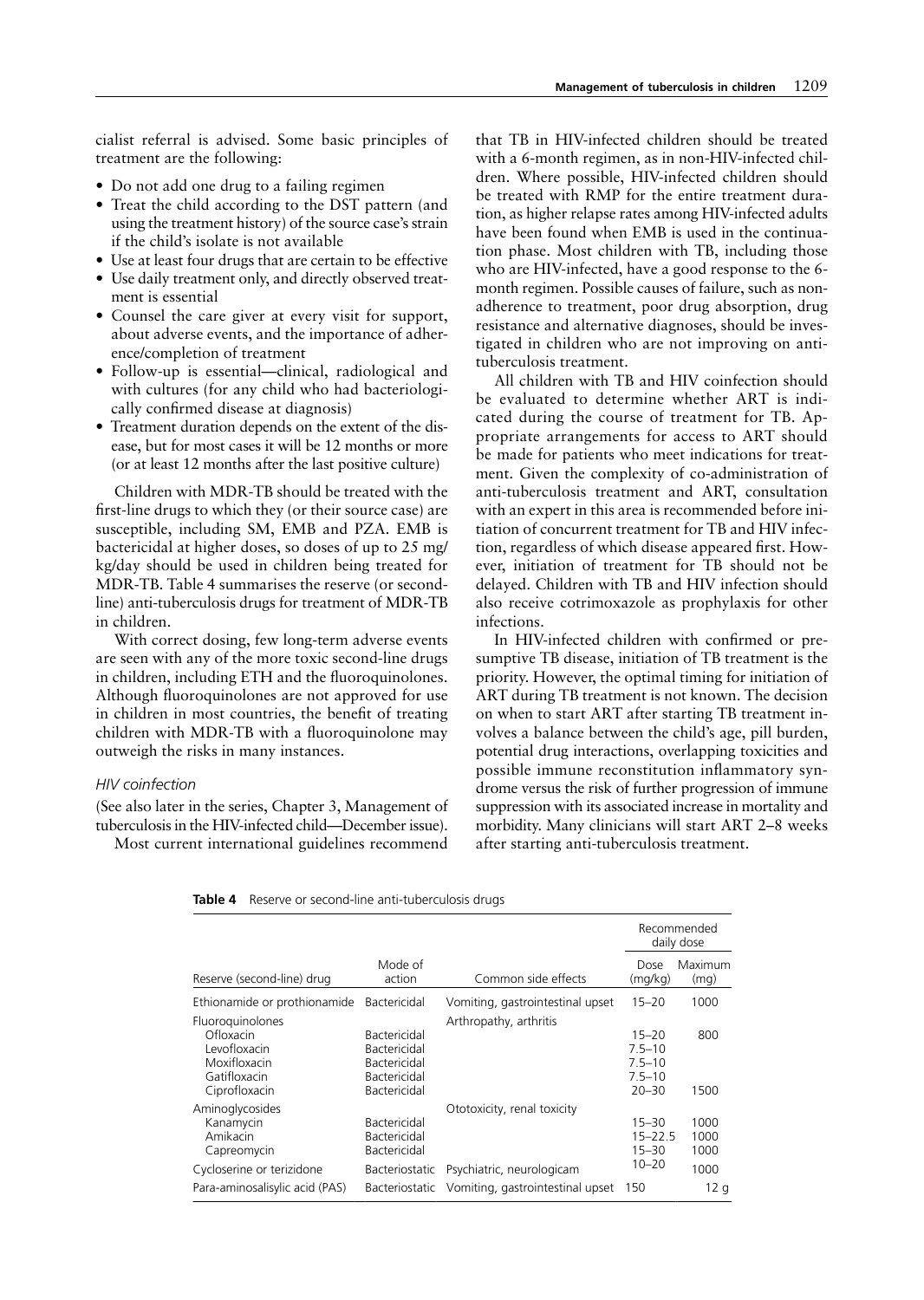cialist referral is advised. Some basic principles of treatment are the following:

- Do not add one drug to a failing regimen
- Treat the child according to the DST pattern (and using the treatment history) of the source case's strain if the child's isolate is not available
- Use at least four drugs that are certain to be effective
- Use daily treatment only, and directly observed treatment is essential
- Counsel the care giver at every visit for support, about adverse events, and the importance of adherence/completion of treatment
- Follow-up is essential—clinical, radiological and with cultures (for any child who had bacteriologically confirmed disease at diagnosis)
- Treatment duration depends on the extent of the disease, but for most cases it will be 12 months or more (or at least 12 months after the last positive culture)

Children with MDR-TB should be treated with the first-line drugs to which they (or their source case) are susceptible, including SM, EMB and PZA. EMB is bactericidal at higher doses, so doses of up to 25 mg/kg/day should be used in children being treated for MDR-TB. Table 4 summarises the reserve (or second-line) anti-tuberculosis drugs for treatment of MDR-TB in children.

With correct dosing, few long-term adverse events are seen with any of the more toxic second-line drugs in children, including ETH and the fluoroquinolones. Although fluoroquinolones are not approved for use in children in most countries, the benefit of treating children with MDR-TB with a fluoroquinolone may outweigh the risks in many instances.

*HIV coinfection*

(See also later in the series, Chapter 3, Management of tuberculosis in the HIV-infected child—December issue).

Most current international guidelines recommend that TB in HIV-infected children should be treated with a 6-month regimen, as in non-HIV-infected children. Where possible, HIV-infected children should be treated with RMP for the entire treatment duration, as higher relapse rates among HIV-infected adults have been found when EMB is used in the continuation phase. Most children with TB, including those who are HIV-infected, have a good response to the 6-month regimen. Possible causes of failure, such as non-adherence to treatment, poor drug absorption, drug resistance and alternative diagnoses, should be investigated in children who are not improving on anti-tuberculosis treatment.

All children with TB and HIV coinfection should be evaluated to determine whether ART is indicated during the course of treatment for TB. Appropriate arrangements for access to ART should be made for patients who meet indications for treatment. Given the complexity of co-administration of anti-tuberculosis treatment and ART, consultation with an expert in this area is recommended before initiation of concurrent treatment for TB and HIV infection, regardless of which disease appeared first. However, initiation of treatment for TB should not be delayed. Children with TB and HIV infection should also receive cotrimoxazole as prophylaxis for other infections.

In HIV-infected children with confirmed or presumptive TB disease, initiation of TB treatment is the priority. However, the optimal timing for initiation of ART during TB treatment is not known. The decision on when to start ART after starting TB treatment involves a balance between the child's age, pill burden, potential drug interactions, overlapping toxicities and possible immune reconstitution inflammatory syndrome versus the risk of further progression of immune suppression with its associated increase in mortality and morbidity. Many clinicians will start ART 2–8 weeks after starting anti-tuberculosis treatment.

**Table 4** Reserve or second-line anti-tuberculosis drugs

| | | | Recommended daily dose | |
|---|---|---|---|---|
| Reserve (second-line) drug | Mode of action | Common side effects | Dose (mg/kg) | Maximum (mg) |
| Ethionamide or prothionamide | Bactericidal | Vomiting, gastrointestinal upset | 15–20 | 1000 |
| Fluoroquinolones | | Arthropathy, arthritis | | |
| Ofloxacin | Bactericidal | | 15–20 | 800 |
| Levofloxacin | Bactericidal | | 7.5–10 | |
| Moxifloxacin | Bactericidal | | 7.5–10 | |
| Gatifloxacin | Bactericidal | | 7.5–10 | |
| Ciprofloxacin | Bactericidal | | 20–30 | 1500 |
| Aminoglycosides | | Ototoxicity, renal toxicity | | |
| Kanamycin | Bactericidal | | 15–30 | 1000 |
| Amikacin | Bactericidal | | 15–22.5 | 1000 |
| Capreomycin | Bactericidal | | 15–30 | 1000 |
| Cycloserine or terizidone | Bacteriostatic | Psychiatric, neurologicam | 10–20 | 1000 |
| Para-aminosalisylic acid (PAS) | Bacteriostatic | Vomiting, gastrointestinal upset | 150 | 12 g |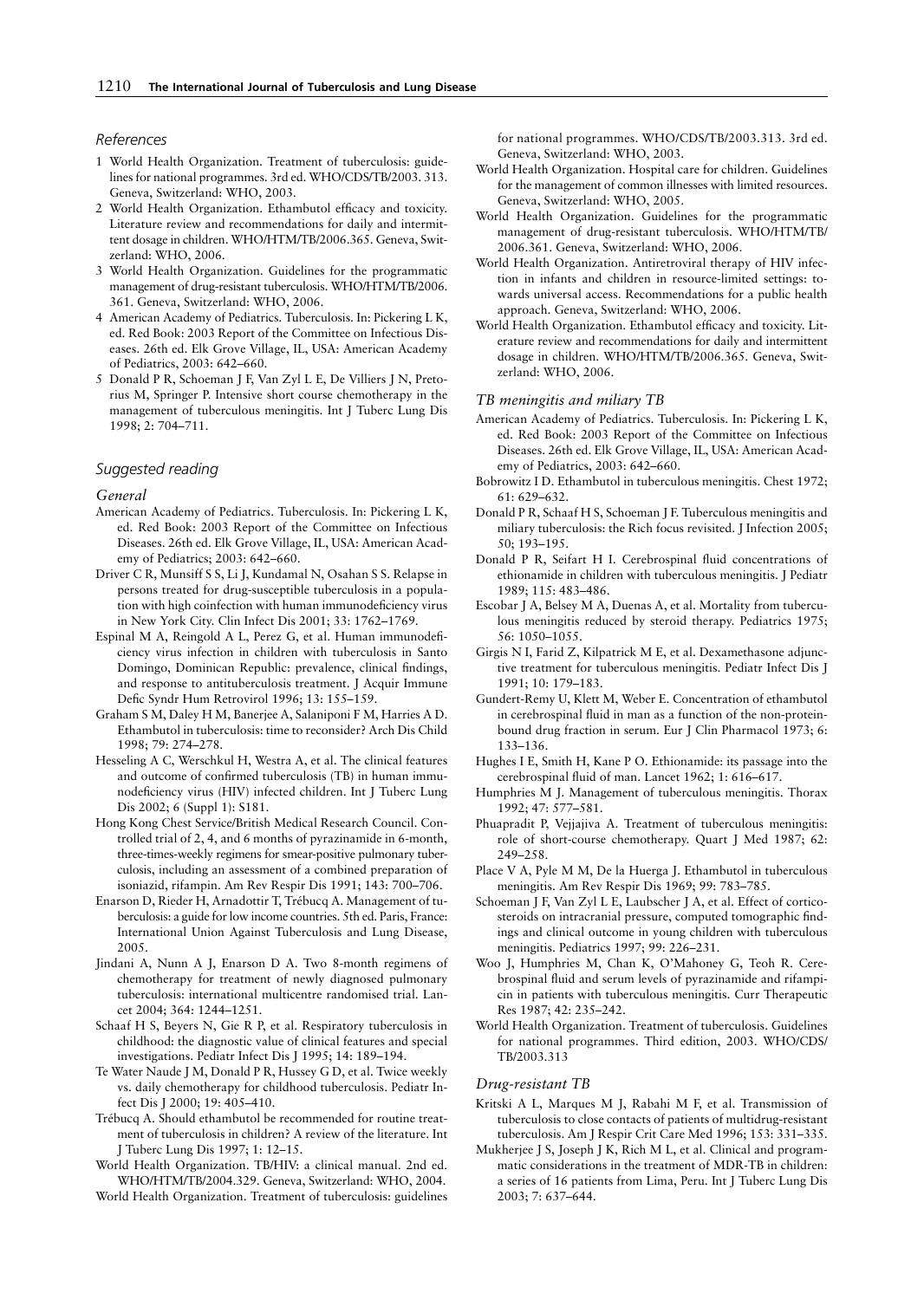## References

1 World Health Organization. Treatment of tuberculosis: guidelines for national programmes. 3rd ed. WHO/CDS/TB/2003. 313. Geneva, Switzerland: WHO, 2003.

2 World Health Organization. Ethambutol efficacy and toxicity. Literature review and recommendations for daily and intermittent dosage in children. WHO/HTM/TB/2006.365. Geneva, Switzerland: WHO, 2006.

3 World Health Organization. Guidelines for the programmatic management of drug-resistant tuberculosis. WHO/HTM/TB/2006. 361. Geneva, Switzerland: WHO, 2006.

4 American Academy of Pediatrics. Tuberculosis. In: Pickering L K, ed. Red Book: 2003 Report of the Committee on Infectious Diseases. 26th ed. Elk Grove Village, IL, USA: American Academy of Pediatrics, 2003: 642–660.

5 Donald P R, Schoeman J F, Van Zyl L E, De Villiers J N, Pretorius M, Springer P. Intensive short course chemotherapy in the management of tuberculous meningitis. Int J Tuberc Lung Dis 1998; 2: 704–711.

## Suggested reading

### General

American Academy of Pediatrics. Tuberculosis. In: Pickering L K, ed. Red Book: 2003 Report of the Committee on Infectious Diseases. 26th ed. Elk Grove Village, IL, USA: American Academy of Pediatrics; 2003: 642–660.

Driver C R, Munsiff S S, Li J, Kundamal N, Osahan S S. Relapse in persons treated for drug-susceptible tuberculosis in a population with high coinfection with human immunodeficiency virus in New York City. Clin Infect Dis 2001; 33: 1762–1769.

Espinal M A, Reingold A L, Perez G, et al. Human immunodeficiency virus infection in children with tuberculosis in Santo Domingo, Dominican Republic: prevalence, clinical findings, and response to antituberculosis treatment. J Acquir Immune Defic Syndr Hum Retrovirol 1996; 13: 155–159.

Graham S M, Daley H M, Banerjee A, Salaniponi F M, Harries A D. Ethambutol in tuberculosis: time to reconsider? Arch Dis Child 1998; 79: 274–278.

Hesseling A C, Werschkul H, Westra A, et al. The clinical features and outcome of confirmed tuberculosis (TB) in human immunodeficiency virus (HIV) infected children. Int J Tuberc Lung Dis 2002; 6 (Suppl 1): S181.

Hong Kong Chest Service/British Medical Research Council. Controlled trial of 2, 4, and 6 months of pyrazinamide in 6-month, three-times-weekly regimens for smear-positive pulmonary tuberculosis, including an assessment of a combined preparation of isoniazid, rifampin. Am Rev Respir Dis 1991; 143: 700–706.

Enarson D, Rieder H, Arnadottir T, Trébucq A. Management of tuberculosis: a guide for low income countries. 5th ed. Paris, France: International Union Against Tuberculosis and Lung Disease, 2005.

Jindani A, Nunn A J, Enarson D A. Two 8-month regimens of chemotherapy for treatment of newly diagnosed pulmonary tuberculosis: international multicentre randomised trial. Lancet 2004; 364: 1244–1251.

Schaaf H S, Beyers N, Gie R P, et al. Respiratory tuberculosis in childhood: the diagnostic value of clinical features and special investigations. Pediatr Infect Dis J 1995; 14: 189–194.

Te Water Naude J M, Donald P R, Hussey G D, et al. Twice weekly vs. daily chemotherapy for childhood tuberculosis. Pediatr Infect Dis J 2000; 19: 405–410.

Trébucq A. Should ethambutol be recommended for routine treatment of tuberculosis in children? A review of the literature. Int J Tuberc Lung Dis 1997; 1: 12–15.

World Health Organization. TB/HIV: a clinical manual. 2nd ed. WHO/HTM/TB/2004.329. Geneva, Switzerland: WHO, 2004.

World Health Organization. Treatment of tuberculosis: guidelines for national programmes. WHO/CDS/TB/2003.313. 3rd ed. Geneva, Switzerland: WHO, 2003.

World Health Organization. Hospital care for children. Guidelines for the management of common illnesses with limited resources. Geneva, Switzerland: WHO, 2005.

World Health Organization. Guidelines for the programmatic management of drug-resistant tuberculosis. WHO/HTM/TB/2006.361. Geneva, Switzerland: WHO, 2006.

World Health Organization. Antiretroviral therapy of HIV infection in infants and children in resource-limited settings: towards universal access. Recommendations for a public health approach. Geneva, Switzerland: WHO, 2006.

World Health Organization. Ethambutol efficacy and toxicity. Literature review and recommendations for daily and intermittent dosage in children. WHO/HTM/TB/2006.365. Geneva, Switzerland: WHO, 2006.

### TB meningitis and miliary TB

American Academy of Pediatrics. Tuberculosis. In: Pickering L K, ed. Red Book: 2003 Report of the Committee on Infectious Diseases. 26th ed. Elk Grove Village, IL, USA: American Academy of Pediatrics, 2003: 642–660.

Bobrowitz I D. Ethambutol in tuberculous meningitis. Chest 1972; 61: 629–632.

Donald P R, Schaaf H S, Schoeman J F. Tuberculous meningitis and miliary tuberculosis: the Rich focus revisited. J Infection 2005; 50; 193–195.

Donald P R, Seifart H I. Cerebrospinal fluid concentrations of ethionamide in children with tuberculous meningitis. J Pediatr 1989; 115: 483–486.

Escobar J A, Belsey M A, Duenas A, et al. Mortality from tuberculous meningitis reduced by steroid therapy. Pediatrics 1975; 56: 1050–1055.

Girgis N I, Farid Z, Kilpatrick M E, et al. Dexamethasone adjunctive treatment for tuberculous meningitis. Pediatr Infect Dis J 1991; 10: 179–183.

Gundert-Remy U, Klett M, Weber E. Concentration of ethambutol in cerebrospinal fluid in man as a function of the non-protein-bound drug fraction in serum. Eur J Clin Pharmacol 1973; 6: 133–136.

Hughes I E, Smith H, Kane P O. Ethionamide: its passage into the cerebrospinal fluid of man. Lancet 1962; 1: 616–617.

Humphries M J. Management of tuberculous meningitis. Thorax 1992; 47: 577–581.

Phuapradit P, Vejjajiva A. Treatment of tuberculous meningitis: role of short-course chemotherapy. Quart J Med 1987; 62: 249–258.

Place V A, Pyle M M, De la Huerga J. Ethambutol in tuberculous meningitis. Am Rev Respir Dis 1969; 99: 783–785.

Schoeman J F, Van Zyl L E, Laubscher J A, et al. Effect of corticosteroids on intracranial pressure, computed tomographic findings and clinical outcome in young children with tuberculous meningitis. Pediatrics 1997; 99: 226–231.

Woo J, Humphries M, Chan K, O'Mahoney G, Teoh R. Cerebrospinal fluid and serum levels of pyrazinamide and rifampicin in patients with tuberculous meningitis. Curr Therapeutic Res 1987; 42: 235–242.

World Health Organization. Treatment of tuberculosis. Guidelines for national programmes. Third edition, 2003. WHO/CDS/TB/2003.313

### Drug-resistant TB

Kritski A L, Marques M J, Rabahi M F, et al. Transmission of tuberculosis to close contacts of patients of multidrug-resistant tuberculosis. Am J Respir Crit Care Med 1996; 153: 331–335.

Mukherjee J S, Joseph J K, Rich M L, et al. Clinical and programmatic considerations in the treatment of MDR-TB in children: a series of 16 patients from Lima, Peru. Int J Tuberc Lung Dis 2003; 7: 637–644.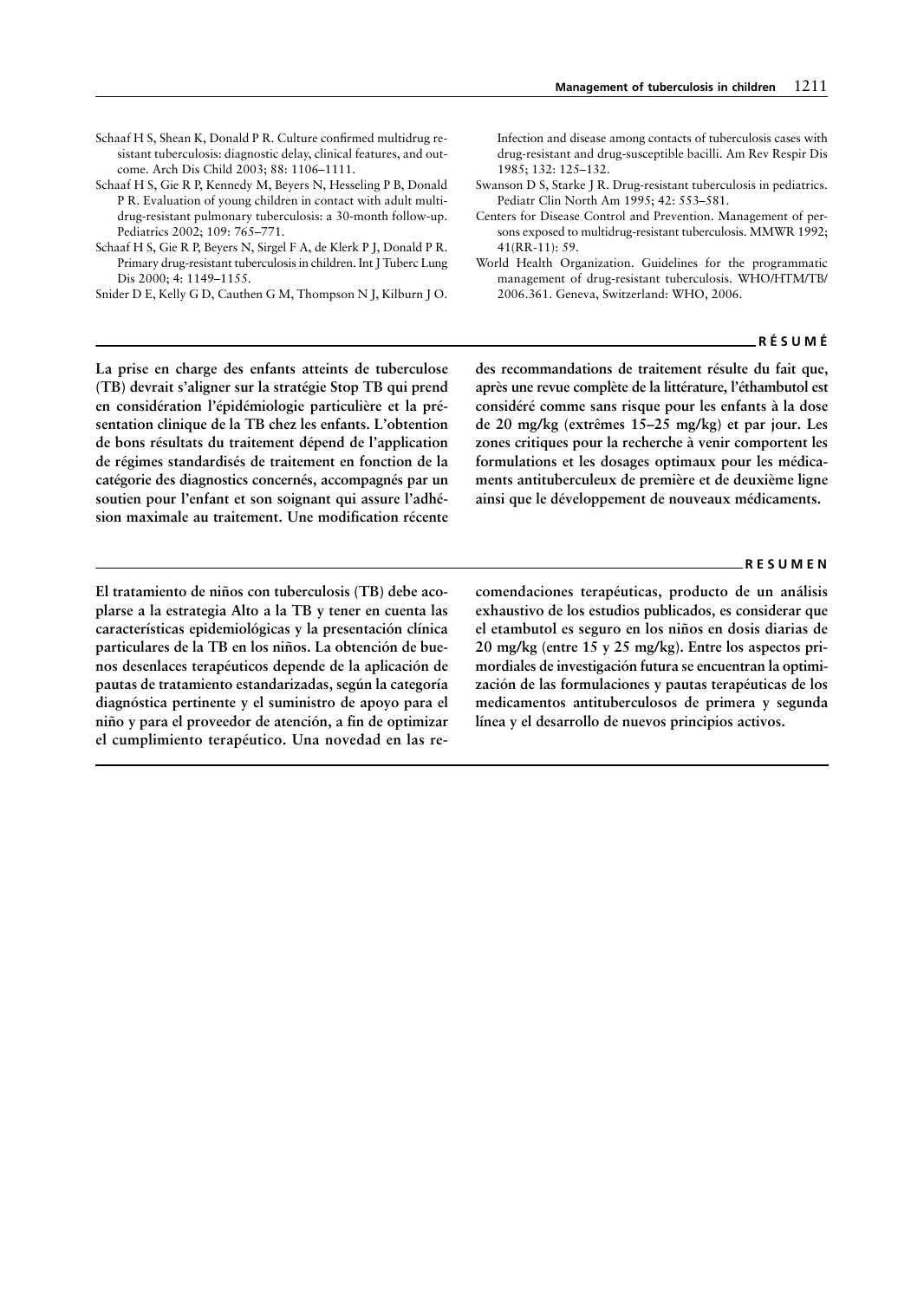Schaaf H S, Shean K, Donald P R. Culture confirmed multidrug resistant tuberculosis: diagnostic delay, clinical features, and outcome. Arch Dis Child 2003; 88: 1106–1111.

Schaaf H S, Gie R P, Kennedy M, Beyers N, Hesseling P B, Donald P R. Evaluation of young children in contact with adult multidrug-resistant pulmonary tuberculosis: a 30-month follow-up. Pediatrics 2002; 109: 765–771.

Schaaf H S, Gie R P, Beyers N, Sirgel F A, de Klerk P J, Donald P R. Primary drug-resistant tuberculosis in children. Int J Tuberc Lung Dis 2000; 4: 1149–1155.

Snider D E, Kelly G D, Cauthen G M, Thompson N J, Kilburn J O. Infection and disease among contacts of tuberculosis cases with drug-resistant and drug-susceptible bacilli. Am Rev Respir Dis 1985; 132: 125–132.

Swanson D S, Starke J R. Drug-resistant tuberculosis in pediatrics. Pediatr Clin North Am 1995; 42: 553–581.

Centers for Disease Control and Prevention. Management of persons exposed to multidrug-resistant tuberculosis. MMWR 1992; 41(RR-11): 59.

World Health Organization. Guidelines for the programmatic management of drug-resistant tuberculosis. WHO/HTM/TB/2006.361. Geneva, Switzerland: WHO, 2006.

## RÉSUMÉ

**La prise en charge des enfants atteints de tuberculose (TB) devrait s'aligner sur la stratégie Stop TB qui prend en considération l'épidémiologie particulière et la présentation clinique de la TB chez les enfants. L'obtention de bons résultats du traitement dépend de l'application de régimes standardisés de traitement en fonction de la catégorie des diagnostics concernés, accompagnés par un soutien pour l'enfant et son soignant qui assure l'adhésion maximale au traitement. Une modification récente des recommandations de traitement résulte du fait que, après une revue complète de la littérature, l'éthambutol est considéré comme sans risque pour les enfants à la dose de 20 mg/kg (extrêmes 15–25 mg/kg) et par jour. Les zones critiques pour la recherche à venir comportent les formulations et les dosages optimaux pour les médicaments antituberculeux de première et de deuxième ligne ainsi que le développement de nouveaux médicaments.**

## RESUMEN

**El tratamiento de niños con tuberculosis (TB) debe acoplarse a la estrategia Alto a la TB y tener en cuenta las características epidemiológicas y la presentación clínica particulares de la TB en los niños. La obtención de buenos desenlaces terapéuticos depende de la aplicación de pautas de tratamiento estandarizadas, según la categoría diagnóstica pertinente y el suministro de apoyo para el niño y para el proveedor de atención, a fin de optimizar el cumplimiento terapéutico. Una novedad en las recomendaciones terapéuticas, producto de un análisis exhaustivo de los estudios publicados, es considerar que el etambutol es seguro en los niños en dosis diarias de 20 mg/kg (entre 15 y 25 mg/kg). Entre los aspectos primordiales de investigación futura se encuentran la optimización de las formulaciones y pautas terapéuticas de los medicamentos antituberculosos de primera y segunda línea y el desarrollo de nuevos principios activos.**